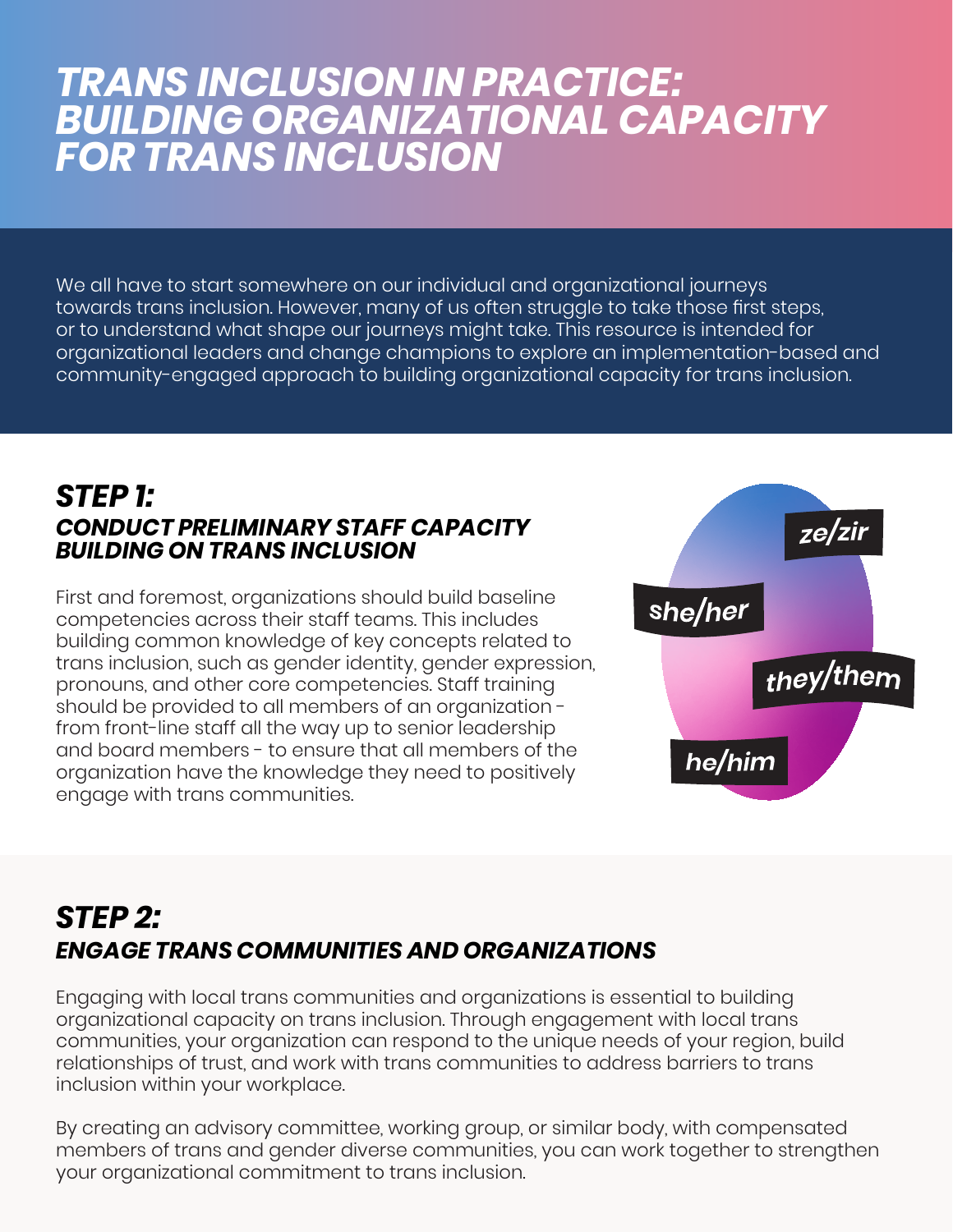# *TRANS INCLUSION IN PRACTICE: BUILDING ORGANIZATIONAL CAPACITY FOR TRANS INCLUSION*

We all have to start somewhere on our individual and organizational journeys towards trans inclusion. However, many of us often struggle to take those first steps, or to understand what shape our journeys might take. This resource is intended for organizational leaders and change champions to explore an implementation-based and community-engaged approach to building organizational capacity for trans inclusion.

## *STEP 1:*
### *CONDUCT PRELIMINARY STAFF CAPACITY BUILDING ON TRANS INCLUSION*

First and foremost, organizations should build baseline competencies across their staff teams. This includes building common knowledge of key concepts related to trans inclusion, such as gender identity, gender expression, pronouns, and other core competencies. Staff training should be provided to all members of an organization - from front-line staff all the way up to senior leadership and board members - to ensure that all members of the organization have the knowledge they need to positively engage with trans communities.

*ze/zir*

*she/her*

*they/them*

*he/him*

## *STEP 2:*
### *ENGAGE TRANS COMMUNITIES AND ORGANIZATIONS*

Engaging with local trans communities and organizations is essential to building organizational capacity on trans inclusion. Through engagement with local trans communities, your organization can respond to the unique needs of your region, build relationships of trust, and work with trans communities to address barriers to trans inclusion within your workplace.

By creating an advisory committee, working group, or similar body, with compensated members of trans and gender diverse communities, you can work together to strengthen your organizational commitment to trans inclusion.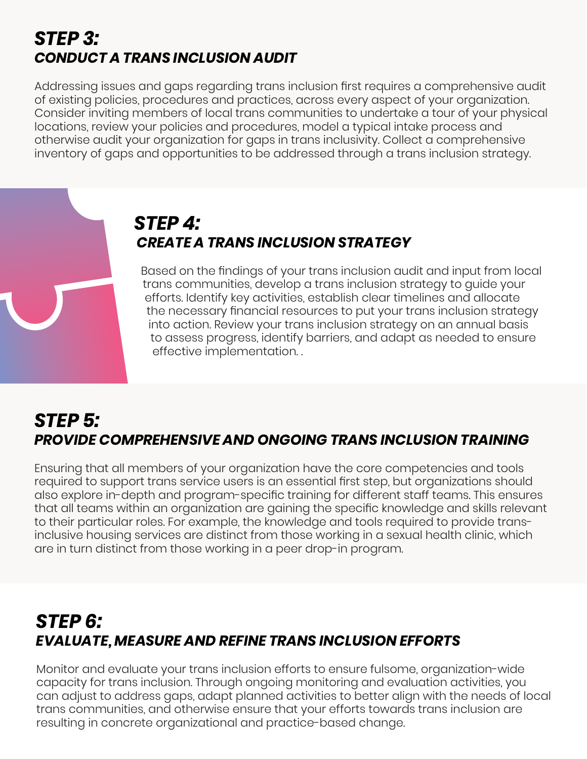## *STEP 3:*
### *CONDUCT A TRANS INCLUSION AUDIT*

Addressing issues and gaps regarding trans inclusion first requires a comprehensive audit of existing policies, procedures and practices, across every aspect of your organization. Consider inviting members of local trans communities to undertake a tour of your physical locations, review your policies and procedures, model a typical intake process and otherwise audit your organization for gaps in trans inclusivity. Collect a comprehensive inventory of gaps and opportunities to be addressed through a trans inclusion strategy.

## *STEP 4:*
### *CREATE A TRANS INCLUSION STRATEGY*

Based on the findings of your trans inclusion audit and input from local trans communities, develop a trans inclusion strategy to guide your efforts. Identify key activities, establish clear timelines and allocate the necessary financial resources to put your trans inclusion strategy into action. Review your trans inclusion strategy on an annual basis to assess progress, identify barriers, and adapt as needed to ensure effective implementation. .

## *STEP 5:*
### *PROVIDE COMPREHENSIVE AND ONGOING TRANS INCLUSION TRAINING*

Ensuring that all members of your organization have the core competencies and tools required to support trans service users is an essential first step, but organizations should also explore in-depth and program-specific training for different staff teams. This ensures that all teams within an organization are gaining the specific knowledge and skills relevant to their particular roles. For example, the knowledge and tools required to provide trans-inclusive housing services are distinct from those working in a sexual health clinic, which are in turn distinct from those working in a peer drop-in program.

## *STEP 6:*
### *EVALUATE, MEASURE AND REFINE TRANS INCLUSION EFFORTS*

Monitor and evaluate your trans inclusion efforts to ensure fulsome, organization-wide capacity for trans inclusion. Through ongoing monitoring and evaluation activities, you can adjust to address gaps, adapt planned activities to better align with the needs of local trans communities, and otherwise ensure that your efforts towards trans inclusion are resulting in concrete organizational and practice-based change.